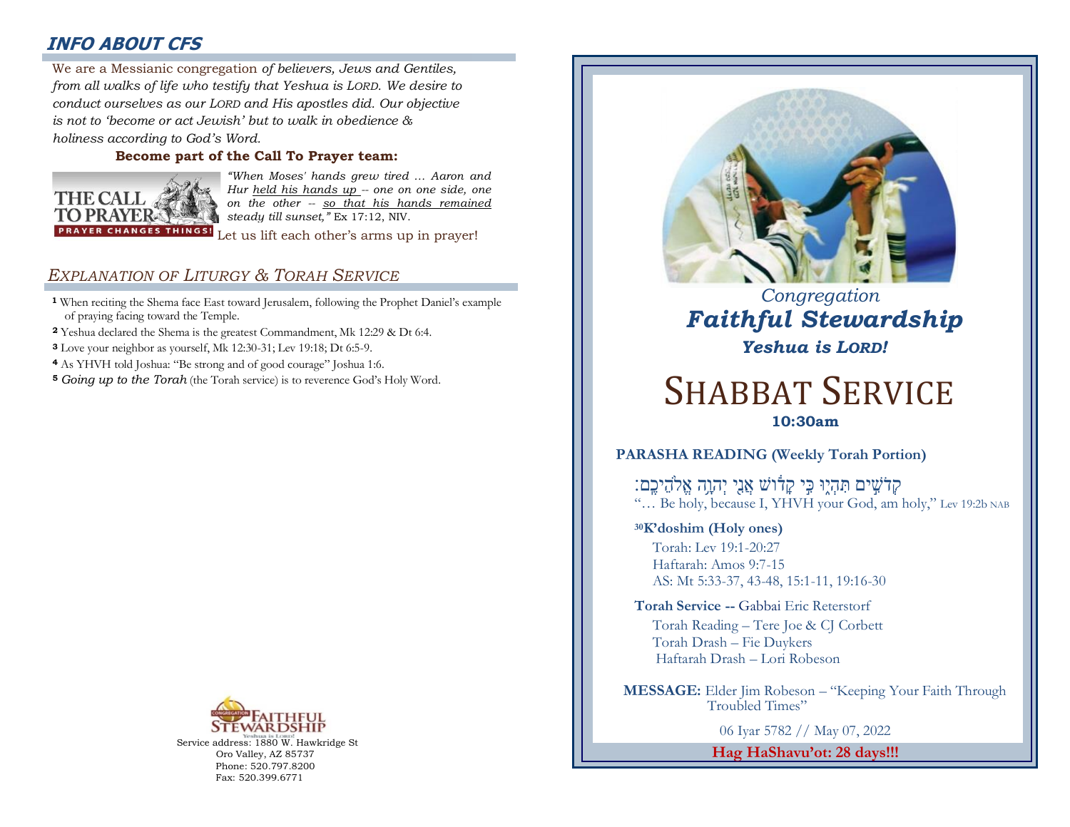## INFO ABOUT CFS

We are a Messianic congregation *of believers, Jews and Gentiles, from all walks of life who testify that Yeshua is LORD. We desire to conduct ourselves as our LORD and His apostles did. Our objective is not to 'become or act Jewish' but to walk in obedience & holiness according to God's Word.*

**Become part of the Call To Prayer team:**

THE CALL TO PRAYER — PRAYER CHANGES THINGS!

*"When Moses' hands grew tired ... Aaron and Hur held his hands up -- one on one side, one on the other -- so that his hands remained steady till sunset,"* Ex 17:12, NIV.

Let us lift each other's arms up in prayer!

## *EXPLANATION OF LITURGY & TORAH SERVICE*

**1** When reciting the Shema face East toward Jerusalem, following the Prophet Daniel's example of praying facing toward the Temple.

**2** Yeshua declared the Shema is the greatest Commandment, Mk 12:29 & Dt 6:4.

**3** Love your neighbor as yourself, Mk 12:30-31; Lev 19:18; Dt 6:5-9.

**4** As YHVH told Joshua: "Be strong and of good courage" Joshua 1:6.

**5** *Going up to the Torah* (the Torah service) is to reverence God's Holy Word.

Congregation Faithful Stewardship — Yeshua is Lord!

Service address: 1880 W. Hawkridge St
Oro Valley, AZ 85737
Phone: 520.797.8200
Fax: 520.399.6771

*Congregation*
## *Faithful Stewardship*
***Yeshua is LORD!***

# SHABBAT SERVICE

**10:30am**

**PARASHA READING (Weekly Torah Portion)**

קְדֹשִׁים תִּהְיוּ כִּי קָדוֹשׁ אֲנִי יְהוָה אֱלֹהֵיכֶם׃

"… Be holy, because I, YHVH your God, am holy," Lev 19:2b NAB

**[30]K'doshim (Holy ones)**

Torah: Lev 19:1-20:27
Haftarah: Amos 9:7-15
AS: Mt 5:33-37, 43-48, 15:1-11, 19:16-30

**Torah Service --** Gabbai Eric Reterstorf

Torah Reading – Tere Joe & CJ Corbett
Torah Drash – Fie Duykers
Haftarah Drash – Lori Robeson

**MESSAGE:** Elder Jim Robeson – "Keeping Your Faith Through Troubled Times"

06 Iyar 5782 // May 07, 2022

**Hag HaShavu'ot: 28 days!!!**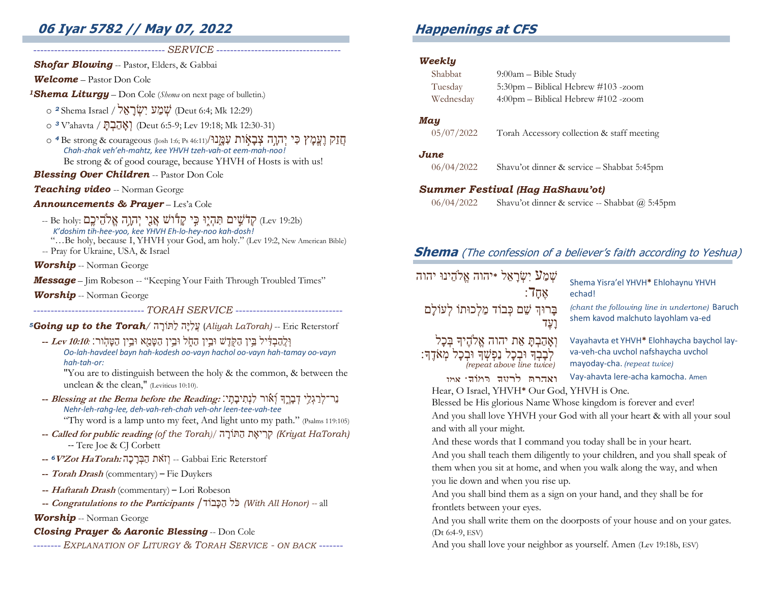## 06 Iyar 5782 // May 07, 2022

------------------------------------- *SERVICE* -------------------------------------

***Shofar Blowing*** -- Pastor, Elders, & Gabbai

***Welcome*** – Pastor Don Cole

[1]***Shema Liturgy*** – Don Cole (*Shema* on next page of bulletin.)

- [2] Shema Israel / שְׁמַע יִשְׂרָאֵל (Deut 6:4; Mk 12:29)
- [3] V'ahavta / וְאָהַבְתָּ (Deut 6:5-9; Lev 19:18; Mk 12:30-31)
- [4] Be strong & courageous (Josh 1:6; Ps 46:11)/חֲזַק וֶאֱמָץ כִּי יְהוָה צְבָאוֹת עִמָּנוּ
  *Chah-zhak veh'eh-mahtz, kee YHVH tzeh-vah-ot eem-mah-noo!*
  Be strong & of good courage, because YHVH of Hosts is with us!

***Blessing Over Children*** -- Pastor Don Cole

***Teaching video*** -- Norman George

***Announcements & Prayer*** – Les'a Cole

-- Be holy: קְדֹשִׁים תִּהְיוּ כִּי קָדוֹשׁ אֲנִי יְהוָה אֱלֹהֵיכֶם (Lev 19:2b)
*K'doshim tih-hee-yoo, kee YHVH Eh-lo-hey-noo kah-dosh!*
"…Be holy, because I, YHVH your God, am holy." (Lev 19:2, New American Bible)
-- Pray for Ukraine, USA, & Israel

***Worship*** -- Norman George

***Message*** – Jim Robeson -- "Keeping Your Faith Through Troubled Times"

***Worship*** -- Norman George

------------------------------- *TORAH SERVICE* -------------------------------

[5]***Going up to the Torah/*** עֲלִיָּה לַתּוֹרָה (*Aliyah LaTorah)* -- Eric Reterstorf

- ***-- Lev 10:10:*** וּלֲהַבְדִּיל בֵּין הַקֹּדֶשׁ וּבֵין הַחֹל וּבֵין הַטָּמֵא וּבֵין הַטָּהוֹר׃
  *Oo-lah-havdeel bayn hah-kodesh oo-vayn hachol oo-vayn hah-tamay oo-vayn hah-tah-or:*
  "You are to distinguish between the holy & the common, & between the unclean & the clean," (Leviticus 10:10).
- ***-- Blessing at the Bema before the Reading:*** נֵר־לְרַגְלִי דְבָרֶךָ וְאוֹר לִנְתִיבָתִי׃
  *Nehr-leh-rahg-lee, deh-vah-reh-chah veh-ohr leen-tee-vah-tee*
  "Thy word is a lamp unto my feet, And light unto my path." (Psalms 119:105)
- ***-- Called for public reading*** *(of the Torah)/* קְרִיאַת הַתּוֹרָה *(Kriyat HaTorah)*
  -- Tere Joe & CJ Corbett
- ***-- [6]V'Zot HaTorah:*** וְזֹאת הַבְּרָכָה -- Gabbai Eric Reterstorf
- ***-- Torah Drash*** (commentary) – Fie Duykers
- ***-- Haftarah Drash*** (commentary) – Lori Robeson
- ***-- Congratulations to the Participants*** **/** כֹּל הַכָּבוֹד *(With All Honor)* -- all

***Worship*** -- Norman George

***Closing Prayer & Aaronic Blessing*** -- Don Cole

-------- *EXPLANATION OF LITURGY & TORAH SERVICE - ON BACK* -------

## Happenings at CFS

### *Weekly*

| | |
|---|---|
| Shabbat | 9:00am – Bible Study |
| Tuesday | 5:30pm – Biblical Hebrew #103 -zoom |
| Wednesday | 4:00pm – Biblical Hebrew #102 -zoom |

### *May*

| | |
|---|---|
| 05/07/2022 | Torah Accessory collection & staff meeting |

### *June*

| | |
|---|---|
| 06/04/2022 | Shavu'ot dinner & service – Shabbat 5:45pm |

### *Summer Festival (Hag HaShavu'ot)*

| | |
|---|---|
| 06/04/2022 | Shavu'ot dinner & service -- Shabbat @ 5:45pm |

## Shema *(The confession of a believer's faith according to Yeshua)*

| | |
|---|---|
| שְׁמַע יִשְׂרָאֵל *יהוה אֱלֹהֵינוּ יהוה אֶחָד׃ | Shema Yisra'el YHVH* Ehlohaynu YHVH echad! |
| בָּרוּךְ שֵׁם כְּבוֹד מַלְכוּתוֹ לְעוֹלָם וָעֶד | *(chant the following line in undertone)* Baruch shem kavod malchuto layohlam va-ed |
| וְאָהַבְתָּ אֵת יהוה אֱלֹהֶיךָ בְּכָל לְבָבְךָ וּבְכָל נַפְשְׁךָ וּבְכָל מְאֹדֶךָ׃ *(repeat above line twice)* | Vayahavta et YHVH* Elohhaycha baychol lay-va-veh-cha uvchol nafshaycha uvchol mayoday-cha. *(repeat twice)* |
| ואהבת לרעך כמוך׃ אמן | Vay-ahavta lere-acha kamocha. Amen |

Hear, O Israel, YHVH* Our God, YHVH is One.
Blessed be His glorious Name Whose kingdom is forever and ever!
And you shall love YHVH your God with all your heart & with all your soul and with all your might.
And these words that I command you today shall be in your heart.
And you shall teach them diligently to your children, and you shall speak of them when you sit at home, and when you walk along the way, and when you lie down and when you rise up.
And you shall bind them as a sign on your hand, and they shall be for frontlets between your eyes.
And you shall write them on the doorposts of your house and on your gates. (Dt 6:4-9, ESV)
And you shall love your neighbor as yourself. Amen (Lev 19:18b, ESV)